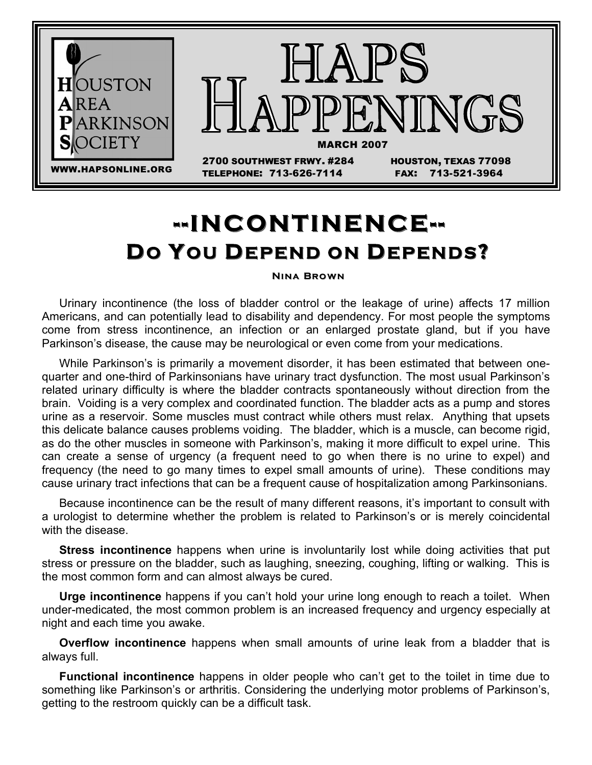# HAPS Happenings

**HOUSTON AREA PARKINSON SOCIETY**

WWW.HAPSONLINE.ORG

MARCH 2007

2700 SOUTHWEST FRWY. #284 HOUSTON, TEXAS 77098
TELEPHONE: 713-626-7114 FAX: 713-521-3964

# --INCONTINENCE--

## Do You Depend on Depends?

**Nina Brown**

Urinary incontinence (the loss of bladder control or the leakage of urine) affects 17 million Americans, and can potentially lead to disability and dependency. For most people the symptoms come from stress incontinence, an infection or an enlarged prostate gland, but if you have Parkinson's disease, the cause may be neurological or even come from your medications.

While Parkinson's is primarily a movement disorder, it has been estimated that between one-quarter and one-third of Parkinsonians have urinary tract dysfunction. The most usual Parkinson's related urinary difficulty is where the bladder contracts spontaneously without direction from the brain. Voiding is a very complex and coordinated function. The bladder acts as a pump and stores urine as a reservoir. Some muscles must contract while others must relax. Anything that upsets this delicate balance causes problems voiding. The bladder, which is a muscle, can become rigid, as do the other muscles in someone with Parkinson's, making it more difficult to expel urine. This can create a sense of urgency (a frequent need to go when there is no urine to expel) and frequency (the need to go many times to expel small amounts of urine). These conditions may cause urinary tract infections that can be a frequent cause of hospitalization among Parkinsonians.

Because incontinence can be the result of many different reasons, it's important to consult with a urologist to determine whether the problem is related to Parkinson's or is merely coincidental with the disease.

**Stress incontinence** happens when urine is involuntarily lost while doing activities that put stress or pressure on the bladder, such as laughing, sneezing, coughing, lifting or walking. This is the most common form and can almost always be cured.

**Urge incontinence** happens if you can't hold your urine long enough to reach a toilet. When under-medicated, the most common problem is an increased frequency and urgency especially at night and each time you awake.

**Overflow incontinence** happens when small amounts of urine leak from a bladder that is always full.

**Functional incontinence** happens in older people who can't get to the toilet in time due to something like Parkinson's or arthritis. Considering the underlying motor problems of Parkinson's, getting to the restroom quickly can be a difficult task.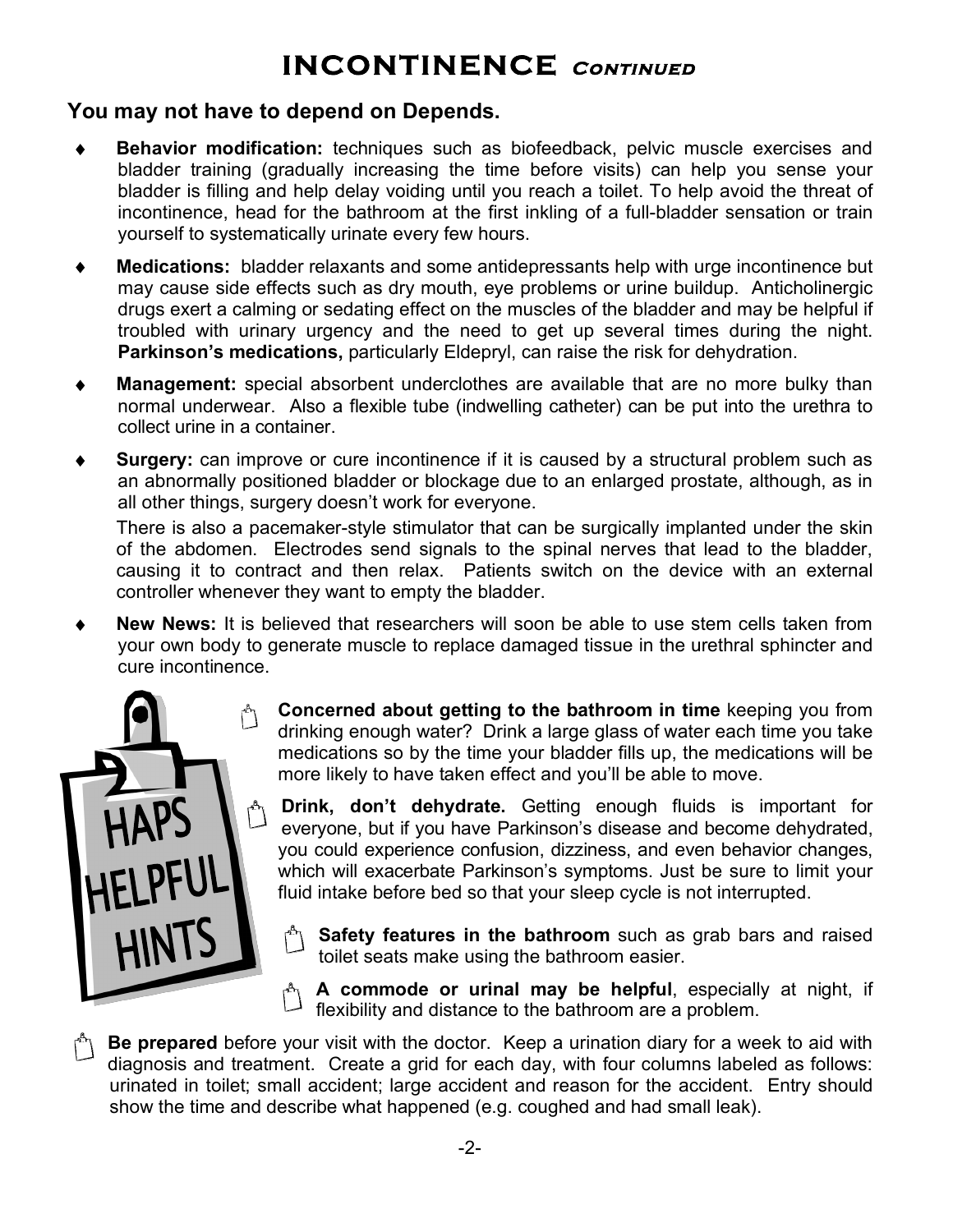# INCONTINENCE *Continued*

## You may not have to depend on Depends.

- **Behavior modification:** techniques such as biofeedback, pelvic muscle exercises and bladder training (gradually increasing the time before visits) can help you sense your bladder is filling and help delay voiding until you reach a toilet. To help avoid the threat of incontinence, head for the bathroom at the first inkling of a full-bladder sensation or train yourself to systematically urinate every few hours.
- **Medications:** bladder relaxants and some antidepressants help with urge incontinence but may cause side effects such as dry mouth, eye problems or urine buildup. Anticholinergic drugs exert a calming or sedating effect on the muscles of the bladder and may be helpful if troubled with urinary urgency and the need to get up several times during the night. **Parkinson's medications,** particularly Eldepryl, can raise the risk for dehydration.
- **Management:** special absorbent underclothes are available that are no more bulky than normal underwear. Also a flexible tube (indwelling catheter) can be put into the urethra to collect urine in a container.
- **Surgery:** can improve or cure incontinence if it is caused by a structural problem such as an abnormally positioned bladder or blockage due to an enlarged prostate, although, as in all other things, surgery doesn't work for everyone.

  There is also a pacemaker-style stimulator that can be surgically implanted under the skin of the abdomen. Electrodes send signals to the spinal nerves that lead to the bladder, causing it to contract and then relax. Patients switch on the device with an external controller whenever they want to empty the bladder.
- **New News:** It is believed that researchers will soon be able to use stem cells taken from your own body to generate muscle to replace damaged tissue in the urethral sphincter and cure incontinence.

## HAPS HELPFUL HINTS

- **Concerned about getting to the bathroom in time** keeping you from drinking enough water? Drink a large glass of water each time you take medications so by the time your bladder fills up, the medications will be more likely to have taken effect and you'll be able to move.
- **Drink, don't dehydrate.** Getting enough fluids is important for everyone, but if you have Parkinson's disease and become dehydrated, you could experience confusion, dizziness, and even behavior changes, which will exacerbate Parkinson's symptoms. Just be sure to limit your fluid intake before bed so that your sleep cycle is not interrupted.
- **Safety features in the bathroom** such as grab bars and raised toilet seats make using the bathroom easier.
- **A commode or urinal may be helpful**, especially at night, if flexibility and distance to the bathroom are a problem.
- **Be prepared** before your visit with the doctor. Keep a urination diary for a week to aid with diagnosis and treatment. Create a grid for each day, with four columns labeled as follows: urinated in toilet; small accident; large accident and reason for the accident. Entry should show the time and describe what happened (e.g. coughed and had small leak).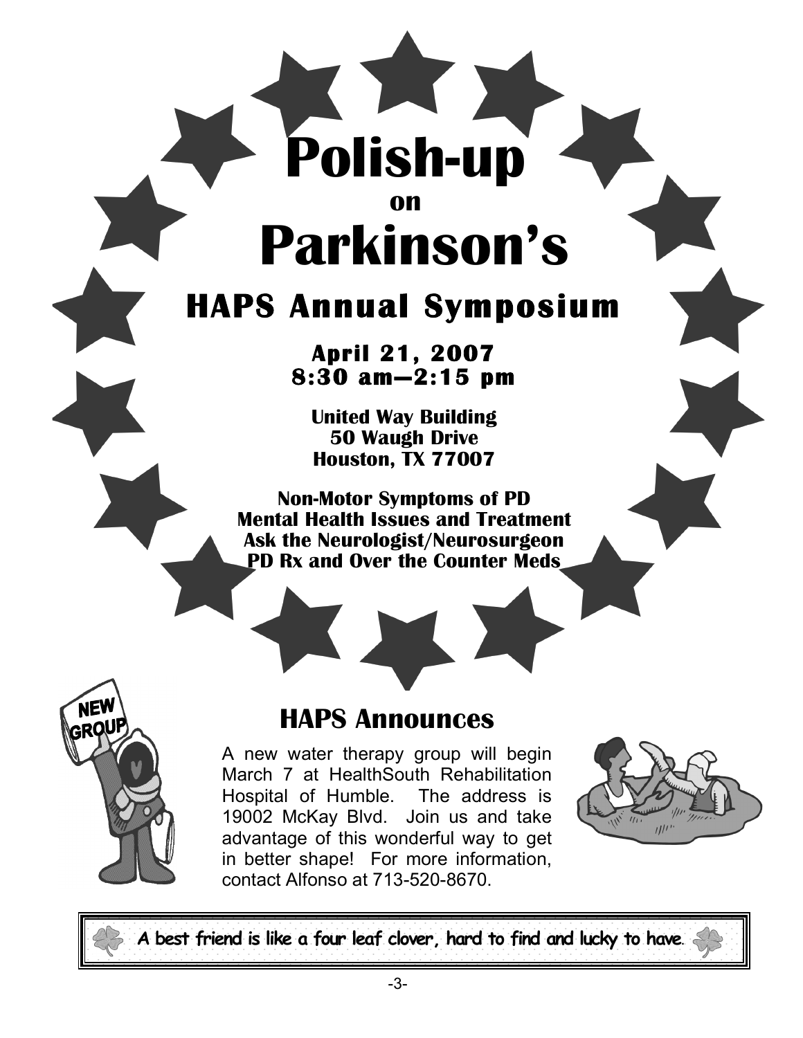# Polish-up

on

# Parkinson's

## HAPS Annual Symposium

**April 21, 2007**
**8:30 am—2:15 pm**

**United Way Building**
**50 Waugh Drive**
**Houston, TX 77007**

**Non-Motor Symptoms of PD**
**Mental Health Issues and Treatment**
**Ask the Neurologist/Neurosurgeon**
**PD Rx and Over the Counter Meds**

## HAPS Announces

A new water therapy group will begin March 7 at HealthSouth Rehabilitation Hospital of Humble. The address is 19002 McKay Blvd. Join us and take advantage of this wonderful way to get in better shape! For more information, contact Alfonso at 713-520-8670.

**A best friend is like a four leaf clover, hard to find and lucky to have.**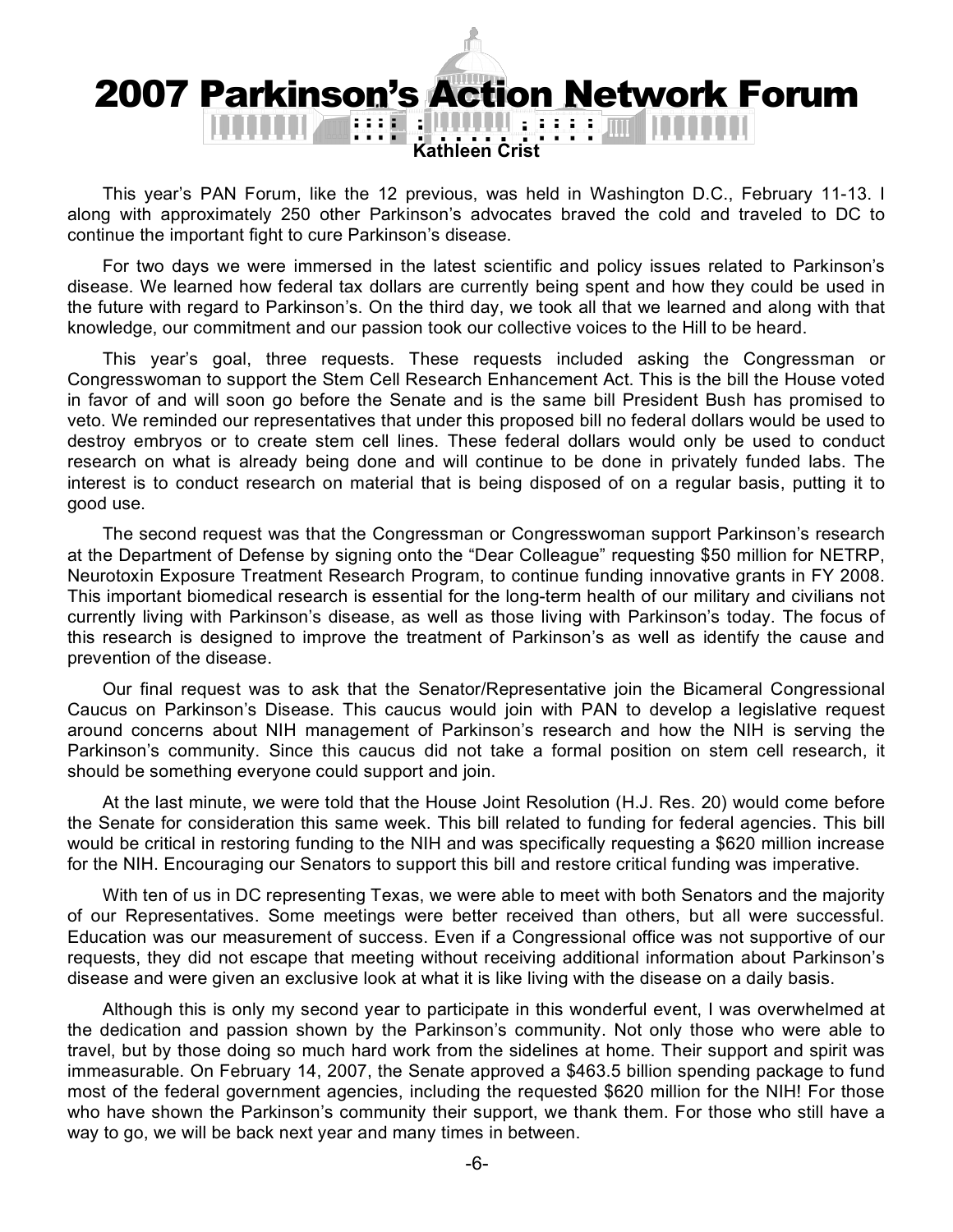# 2007 Parkinson's Action Network Forum

**Kathleen Crist**

This year's PAN Forum, like the 12 previous, was held in Washington D.C., February 11-13. I along with approximately 250 other Parkinson's advocates braved the cold and traveled to DC to continue the important fight to cure Parkinson's disease.

For two days we were immersed in the latest scientific and policy issues related to Parkinson's disease. We learned how federal tax dollars are currently being spent and how they could be used in the future with regard to Parkinson's. On the third day, we took all that we learned and along with that knowledge, our commitment and our passion took our collective voices to the Hill to be heard.

This year's goal, three requests. These requests included asking the Congressman or Congresswoman to support the Stem Cell Research Enhancement Act. This is the bill the House voted in favor of and will soon go before the Senate and is the same bill President Bush has promised to veto. We reminded our representatives that under this proposed bill no federal dollars would be used to destroy embryos or to create stem cell lines. These federal dollars would only be used to conduct research on what is already being done and will continue to be done in privately funded labs. The interest is to conduct research on material that is being disposed of on a regular basis, putting it to good use.

The second request was that the Congressman or Congresswoman support Parkinson's research at the Department of Defense by signing onto the "Dear Colleague" requesting $50 million for NETRP, Neurotoxin Exposure Treatment Research Program, to continue funding innovative grants in FY 2008. This important biomedical research is essential for the long-term health of our military and civilians not currently living with Parkinson's disease, as well as those living with Parkinson's today. The focus of this research is designed to improve the treatment of Parkinson's as well as identify the cause and prevention of the disease.

Our final request was to ask that the Senator/Representative join the Bicameral Congressional Caucus on Parkinson's Disease. This caucus would join with PAN to develop a legislative request around concerns about NIH management of Parkinson's research and how the NIH is serving the Parkinson's community. Since this caucus did not take a formal position on stem cell research, it should be something everyone could support and join.

At the last minute, we were told that the House Joint Resolution (H.J. Res. 20) would come before the Senate for consideration this same week. This bill related to funding for federal agencies. This bill would be critical in restoring funding to the NIH and was specifically requesting a $620 million increase for the NIH. Encouraging our Senators to support this bill and restore critical funding was imperative.

With ten of us in DC representing Texas, we were able to meet with both Senators and the majority of our Representatives. Some meetings were better received than others, but all were successful. Education was our measurement of success. Even if a Congressional office was not supportive of our requests, they did not escape that meeting without receiving additional information about Parkinson's disease and were given an exclusive look at what it is like living with the disease on a daily basis.

Although this is only my second year to participate in this wonderful event, I was overwhelmed at the dedication and passion shown by the Parkinson's community. Not only those who were able to travel, but by those doing so much hard work from the sidelines at home. Their support and spirit was immeasurable. On February 14, 2007, the Senate approved a $463.5 billion spending package to fund most of the federal government agencies, including the requested $620 million for the NIH! For those who have shown the Parkinson's community their support, we thank them. For those who still have a way to go, we will be back next year and many times in between.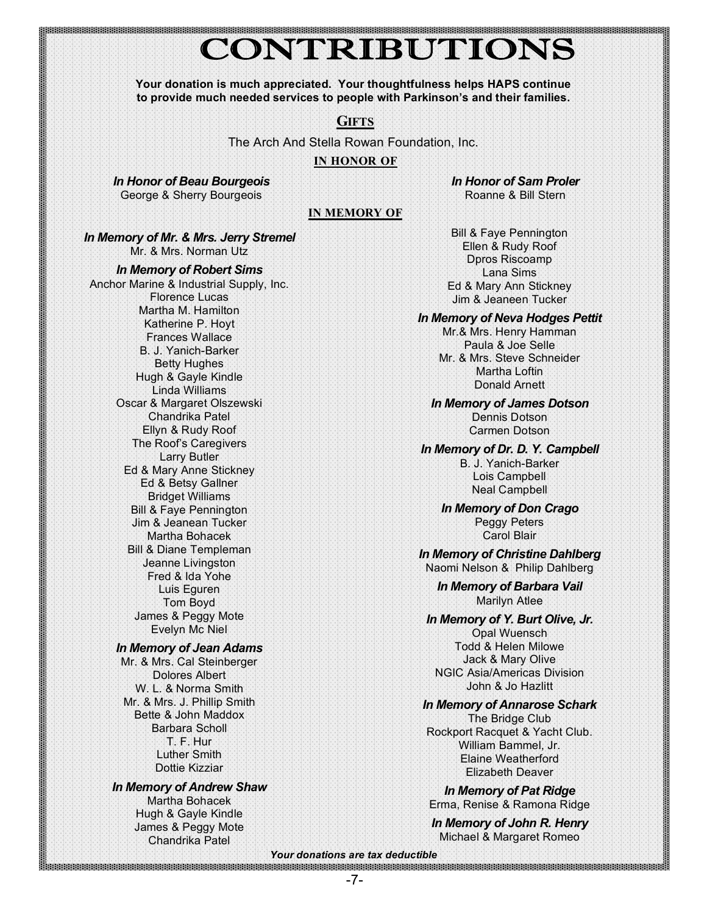# CONTRIBUTIONS

**Your donation is much appreciated. Your thoughtfulness helps HAPS continue to provide much needed services to people with Parkinson's and their families.**

## GIFTS

The Arch And Stella Rowan Foundation, Inc.

## IN HONOR OF

***In Honor of Beau Bourgeois***
George & Sherry Bourgeois

***In Honor of Sam Proler***
Roanne & Bill Stern

## IN MEMORY OF

***In Memory of Mr. & Mrs. Jerry Stremel***
Mr. & Mrs. Norman Utz

***In Memory of Robert Sims***
Anchor Marine & Industrial Supply, Inc.
Florence Lucas
Martha M. Hamilton
Katherine P. Hoyt
Frances Wallace
B. J. Yanich-Barker
Betty Hughes
Hugh & Gayle Kindle
Linda Williams
Oscar & Margaret Olszewski
Chandrika Patel
Ellyn & Rudy Roof
The Roof's Caregivers
Larry Butler
Ed & Mary Anne Stickney
Ed & Betsy Gallner
Bridget Williams
Bill & Faye Pennington
Jim & Jeanean Tucker
Martha Bohacek
Bill & Diane Templeman
Jeanne Livingston
Fred & Ida Yohe
Luis Eguren
Tom Boyd
James & Peggy Mote
Evelyn Mc Niel

***In Memory of Jean Adams***
Mr. & Mrs. Cal Steinberger
Dolores Albert
W. L. & Norma Smith
Mr. & Mrs. J. Phillip Smith
Bette & John Maddox
Barbara Scholl
T. F. Hur
Luther Smith
Dottie Kizziar

***In Memory of Andrew Shaw***
Martha Bohacek
Hugh & Gayle Kindle
James & Peggy Mote
Chandrika Patel
Bill & Faye Pennington
Ellen & Rudy Roof
Dpros Riscoamp
Lana Sims
Ed & Mary Ann Stickney
Jim & Jeaneen Tucker

***In Memory of Neva Hodges Pettit***
Mr.& Mrs. Henry Hamman
Paula & Joe Selle
Mr. & Mrs. Steve Schneider
Martha Loftin
Donald Arnett

***In Memory of James Dotson***
Dennis Dotson
Carmen Dotson

***In Memory of Dr. D. Y. Campbell***
B. J. Yanich-Barker
Lois Campbell
Neal Campbell

***In Memory of Don Crago***
Peggy Peters
Carol Blair

***In Memory of Christine Dahlberg***
Naomi Nelson & Philip Dahlberg

***In Memory of Barbara Vail***
Marilyn Atlee

***In Memory of Y. Burt Olive, Jr.***
Opal Wuensch
Todd & Helen Milowe
Jack & Mary Olive
NGIC Asia/Americas Division
John & Jo Hazlitt

***In Memory of Annarose Schark***
The Bridge Club
Rockport Racquet & Yacht Club.
William Bammel, Jr.
Elaine Weatherford
Elizabeth Deaver

***In Memory of Pat Ridge***
Erma, Renise & Ramona Ridge

***In Memory of John R. Henry***
Michael & Margaret Romeo

***Your donations are tax deductible***